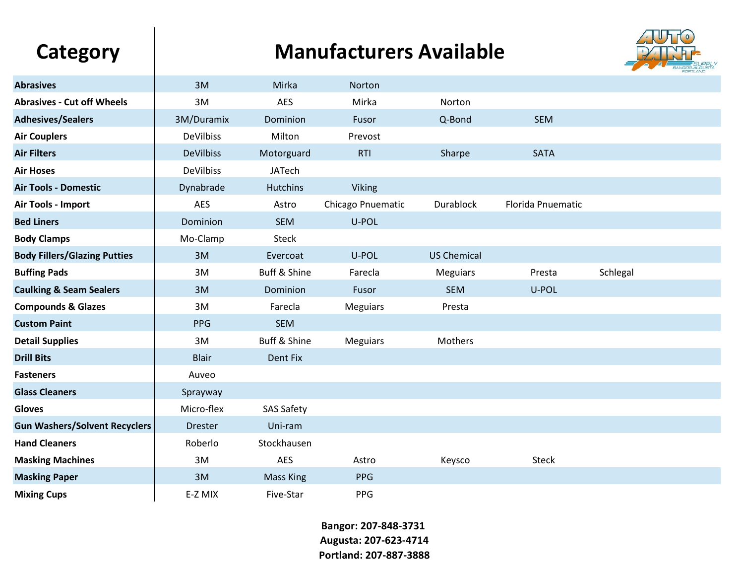| Category | Manufacturers Available | | | | | |
|---|---|---|---|---|---|---|
| **Abrasives** | 3M | Mirka | Norton | | | |
| **Abrasives - Cut off Wheels** | 3M | AES | Mirka | Norton | | |
| **Adhesives/Sealers** | 3M/Duramix | Dominion | Fusor | Q-Bond | SEM | |
| **Air Couplers** | DeVilbiss | Milton | Prevost | | | |
| **Air Filters** | DeVilbiss | Motorguard | RTI | Sharpe | SATA | |
| **Air Hoses** | DeVilbiss | JATech | | | | |
| **Air Tools - Domestic** | Dynabrade | Hutchins | Viking | | | |
| **Air Tools - Import** | AES | Astro | Chicago Pnuematic | Durablock | Florida Pnuematic | |
| **Bed Liners** | Dominion | SEM | U-POL | | | |
| **Body Clamps** | Mo-Clamp | Steck | | | | |
| **Body Fillers/Glazing Putties** | 3M | Evercoat | U-POL | US Chemical | | |
| **Buffing Pads** | 3M | Buff & Shine | Farecla | Meguiars | Presta | Schlegal |
| **Caulking & Seam Sealers** | 3M | Dominion | Fusor | SEM | U-POL | |
| **Compounds & Glazes** | 3M | Farecla | Meguiars | Presta | | |
| **Custom Paint** | PPG | SEM | | | | |
| **Detail Supplies** | 3M | Buff & Shine | Meguiars | Mothers | | |
| **Drill Bits** | Blair | Dent Fix | | | | |
| **Fasteners** | Auveo | | | | | |
| **Glass Cleaners** | Sprayway | | | | | |
| **Gloves** | Micro-flex | SAS Safety | | | | |
| **Gun Washers/Solvent Recyclers** | Drester | Uni-ram | | | | |
| **Hand Cleaners** | Roberlo | Stockhausen | | | | |
| **Masking Machines** | 3M | AES | Astro | Keysco | Steck | |
| **Masking Paper** | 3M | Mass King | PPG | | | |
| **Mixing Cups** | E-Z MIX | Five-Star | PPG | | | |

**Bangor: 207-848-3731**
**Augusta: 207-623-4714**
**Portland: 207-887-3888**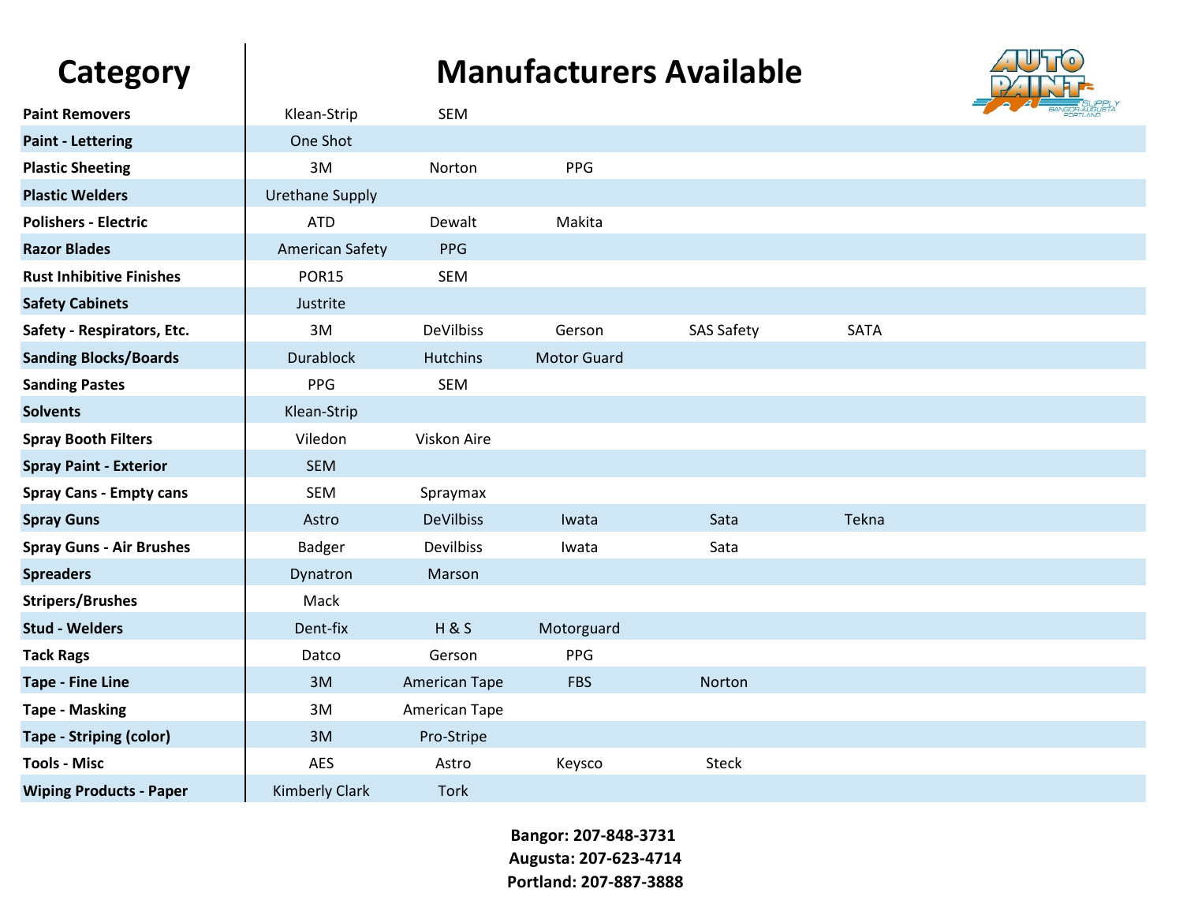| Category | Manufacturers Available | | | | |
|---|---|---|---|---|---|
| **Paint Removers** | Klean-Strip | SEM | | | |
| **Paint - Lettering** | One Shot | | | | |
| **Plastic Sheeting** | 3M | Norton | PPG | | |
| **Plastic Welders** | Urethane Supply | | | | |
| **Polishers - Electric** | ATD | Dewalt | Makita | | |
| **Razor Blades** | American Safety | PPG | | | |
| **Rust Inhibitive Finishes** | POR15 | SEM | | | |
| **Safety Cabinets** | Justrite | | | | |
| **Safety - Respirators, Etc.** | 3M | DeVilbiss | Gerson | SAS Safety | SATA |
| **Sanding Blocks/Boards** | Durablock | Hutchins | Motor Guard | | |
| **Sanding Pastes** | PPG | SEM | | | |
| **Solvents** | Klean-Strip | | | | |
| **Spray Booth Filters** | Viledon | Viskon Aire | | | |
| **Spray Paint - Exterior** | SEM | | | | |
| **Spray Cans - Empty cans** | SEM | Spraymax | | | |
| **Spray Guns** | Astro | DeVilbiss | Iwata | Sata | Tekna |
| **Spray Guns - Air Brushes** | Badger | Devilbiss | Iwata | Sata | |
| **Spreaders** | Dynatron | Marson | | | |
| **Stripers/Brushes** | Mack | | | | |
| **Stud - Welders** | Dent-fix | H & S | Motorguard | | |
| **Tack Rags** | Datco | Gerson | PPG | | |
| **Tape - Fine Line** | 3M | American Tape | FBS | Norton | |
| **Tape - Masking** | 3M | American Tape | | | |
| **Tape - Striping (color)** | 3M | Pro-Stripe | | | |
| **Tools - Misc** | AES | Astro | Keysco | Steck | |
| **Wiping Products - Paper** | Kimberly Clark | Tork | | | |

**Bangor: 207-848-3731**
**Augusta: 207-623-4714**
**Portland: 207-887-3888**